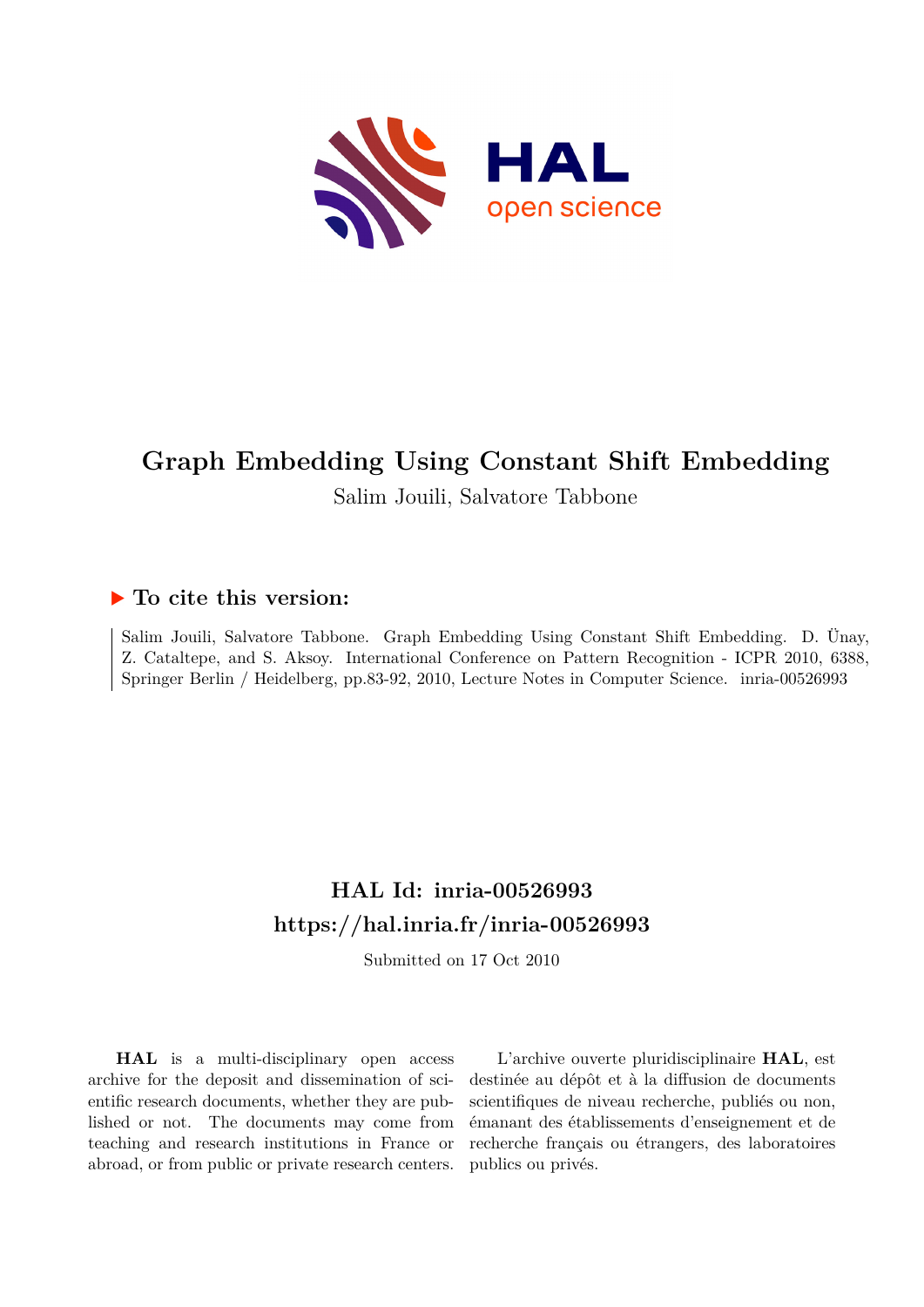# Graph Embedding Using Constant Shift Embedding

Salim Jouili, Salvatore Tabbone

## ▶ To cite this version:

Salim Jouili, Salvatore Tabbone. Graph Embedding Using Constant Shift Embedding. D. Ünay, Z. Cataltepe, and S. Aksoy. International Conference on Pattern Recognition - ICPR 2010, 6388, Springer Berlin / Heidelberg, pp.83-92, 2010, Lecture Notes in Computer Science. inria-00526993

## HAL Id: inria-00526993
## https://hal.inria.fr/inria-00526993

Submitted on 17 Oct 2010

**HAL** is a multi-disciplinary open access archive for the deposit and dissemination of scientific research documents, whether they are published or not. The documents may come from teaching and research institutions in France or abroad, or from public or private research centers.

L'archive ouverte pluridisciplinaire **HAL**, est destinée au dépôt et à la diffusion de documents scientifiques de niveau recherche, publiés ou non, émanant des établissements d'enseignement et de recherche français ou étrangers, des laboratoires publics ou privés.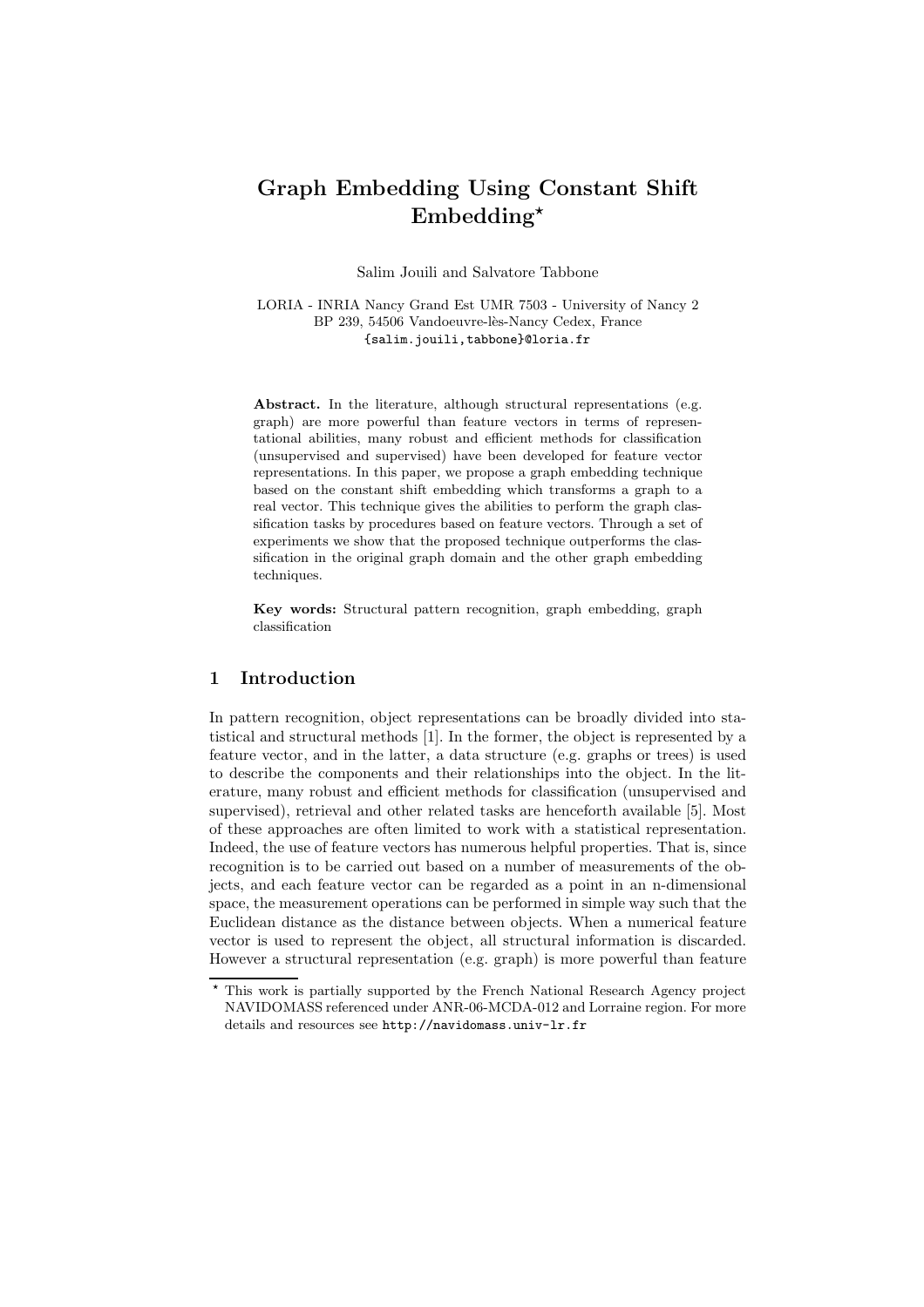# Graph Embedding Using Constant Shift Embedding*

Salim Jouili and Salvatore Tabbone

LORIA - INRIA Nancy Grand Est UMR 7503 - University of Nancy 2
BP 239, 54506 Vandoeuvre-lès-Nancy Cedex, France
{salim.jouili,tabbone}@loria.fr

**Abstract.** In the literature, although structural representations (e.g. graph) are more powerful than feature vectors in terms of representational abilities, many robust and efficient methods for classification (unsupervised and supervised) have been developed for feature vector representations. In this paper, we propose a graph embedding technique based on the constant shift embedding which transforms a graph to a real vector. This technique gives the abilities to perform the graph classification tasks by procedures based on feature vectors. Through a set of experiments we show that the proposed technique outperforms the classification in the original graph domain and the other graph embedding techniques.

**Key words:** Structural pattern recognition, graph embedding, graph classification

## 1 Introduction

In pattern recognition, object representations can be broadly divided into statistical and structural methods [1]. In the former, the object is represented by a feature vector, and in the latter, a data structure (e.g. graphs or trees) is used to describe the components and their relationships into the object. In the literature, many robust and efficient methods for classification (unsupervised and supervised), retrieval and other related tasks are henceforth available [5]. Most of these approaches are often limited to work with a statistical representation. Indeed, the use of feature vectors has numerous helpful properties. That is, since recognition is to be carried out based on a number of measurements of the objects, and each feature vector can be regarded as a point in an n-dimensional space, the measurement operations can be performed in simple way such that the Euclidean distance as the distance between objects. When a numerical feature vector is used to represent the object, all structural information is discarded. However a structural representation (e.g. graph) is more powerful than feature

* This work is partially supported by the French National Research Agency project NAVIDOMASS referenced under ANR-06-MCDA-012 and Lorraine region. For more details and resources see http://navidomass.univ-lr.fr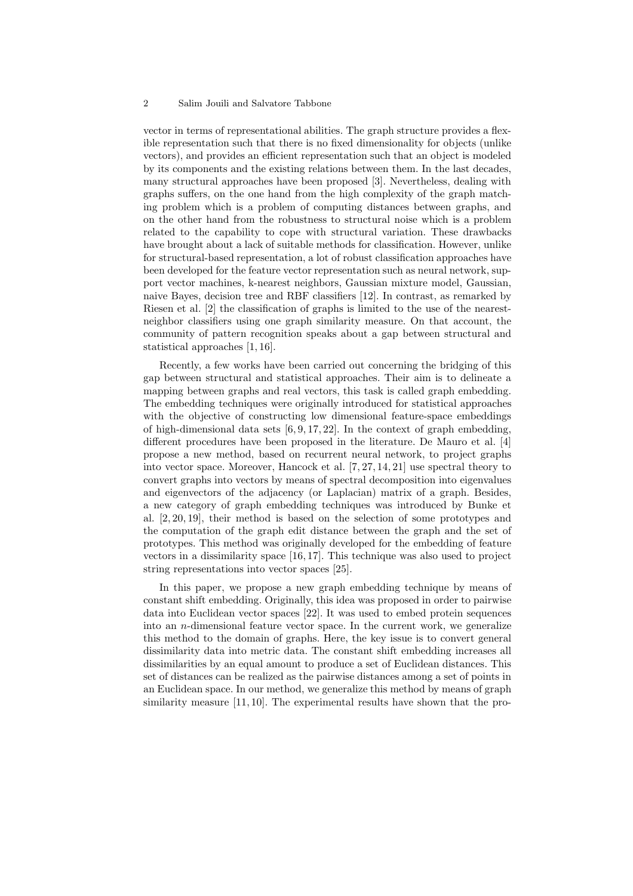vector in terms of representational abilities. The graph structure provides a flexible representation such that there is no fixed dimensionality for objects (unlike vectors), and provides an efficient representation such that an object is modeled by its components and the existing relations between them. In the last decades, many structural approaches have been proposed [3]. Nevertheless, dealing with graphs suffers, on the one hand from the high complexity of the graph matching problem which is a problem of computing distances between graphs, and on the other hand from the robustness to structural noise which is a problem related to the capability to cope with structural variation. These drawbacks have brought about a lack of suitable methods for classification. However, unlike for structural-based representation, a lot of robust classification approaches have been developed for the feature vector representation such as neural network, support vector machines, k-nearest neighbors, Gaussian mixture model, Gaussian, naive Bayes, decision tree and RBF classifiers [12]. In contrast, as remarked by Riesen et al. [2] the classification of graphs is limited to the use of the nearest-neighbor classifiers using one graph similarity measure. On that account, the community of pattern recognition speaks about a gap between structural and statistical approaches [1, 16].

Recently, a few works have been carried out concerning the bridging of this gap between structural and statistical approaches. Their aim is to delineate a mapping between graphs and real vectors, this task is called graph embedding. The embedding techniques were originally introduced for statistical approaches with the objective of constructing low dimensional feature-space embeddings of high-dimensional data sets [6, 9, 17, 22]. In the context of graph embedding, different procedures have been proposed in the literature. De Mauro et al. [4] propose a new method, based on recurrent neural network, to project graphs into vector space. Moreover, Hancock et al. [7, 27, 14, 21] use spectral theory to convert graphs into vectors by means of spectral decomposition into eigenvalues and eigenvectors of the adjacency (or Laplacian) matrix of a graph. Besides, a new category of graph embedding techniques was introduced by Bunke et al. [2, 20, 19], their method is based on the selection of some prototypes and the computation of the graph edit distance between the graph and the set of prototypes. This method was originally developed for the embedding of feature vectors in a dissimilarity space [16, 17]. This technique was also used to project string representations into vector spaces [25].

In this paper, we propose a new graph embedding technique by means of constant shift embedding. Originally, this idea was proposed in order to pairwise data into Euclidean vector spaces [22]. It was used to embed protein sequences into an $n$-dimensional feature vector space. In the current work, we generalize this method to the domain of graphs. Here, the key issue is to convert general dissimilarity data into metric data. The constant shift embedding increases all dissimilarities by an equal amount to produce a set of Euclidean distances. This set of distances can be realized as the pairwise distances among a set of points in an Euclidean space. In our method, we generalize this method by means of graph similarity measure [11, 10]. The experimental results have shown that the pro-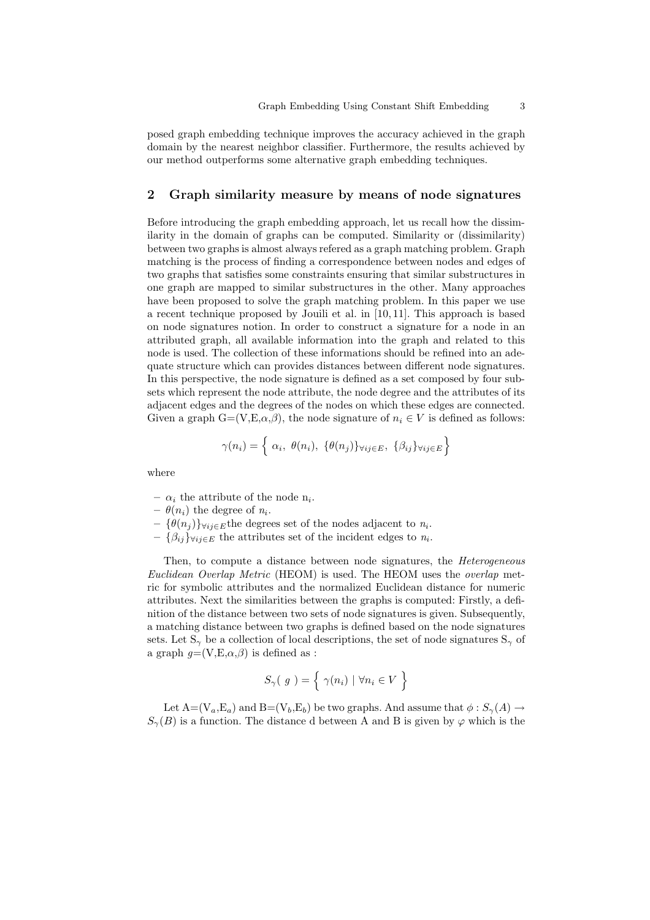posed graph embedding technique improves the accuracy achieved in the graph domain by the nearest neighbor classifier. Furthermore, the results achieved by our method outperforms some alternative graph embedding techniques.

## 2 Graph similarity measure by means of node signatures

Before introducing the graph embedding approach, let us recall how the dissimilarity in the domain of graphs can be computed. Similarity or (dissimilarity) between two graphs is almost always refered as a graph matching problem. Graph matching is the process of finding a correspondence between nodes and edges of two graphs that satisfies some constraints ensuring that similar substructures in one graph are mapped to similar substructures in the other. Many approaches have been proposed to solve the graph matching problem. In this paper we use a recent technique proposed by Jouili et al. in [10, 11]. This approach is based on node signatures notion. In order to construct a signature for a node in an attributed graph, all available information into the graph and related to this node is used. The collection of these informations should be refined into an adequate structure which can provides distances between different node signatures. In this perspective, the node signature is defined as a set composed by four subsets which represent the node attribute, the node degree and the attributes of its adjacent edges and the degrees of the nodes on which these edges are connected. Given a graph G=(V,E,$\alpha$,$\beta$), the node signature of $n_i \in V$ is defined as follows:

$$\gamma(n_i) = \Big\{ \; \alpha_i, \; \theta(n_i), \; \{\theta(n_j)\}_{\forall ij \in E}, \; \{\beta_{ij}\}_{\forall ij \in E} \Big\}$$

where

- $\alpha_i$ the attribute of the node $n_i$.
- $\theta(n_i)$ the degree of $n_i$.
- $\{\theta(n_j)\}_{\forall ij \in E}$the degrees set of the nodes adjacent to $n_i$.
- $\{\beta_{ij}\}_{\forall ij \in E}$ the attributes set of the incident edges to $n_i$.

Then, to compute a distance between node signatures, the *Heterogeneous Euclidean Overlap Metric* (HEOM) is used. The HEOM uses the *overlap* metric for symbolic attributes and the normalized Euclidean distance for numeric attributes. Next the similarities between the graphs is computed: Firstly, a definition of the distance between two sets of node signatures is given. Subsequently, a matching distance between two graphs is defined based on the node signatures sets. Let $S_\gamma$ be a collection of local descriptions, the set of node signatures $S_\gamma$ of a graph $g$=(V,E,$\alpha$,$\beta$) is defined as :

$$S_\gamma(\; g \;) = \Big\{ \; \gamma(n_i) \mid \forall n_i \in V \; \Big\}$$

Let A=($V_a$,$E_a$) and B=($V_b$,$E_b$) be two graphs. And assume that $\phi : S_\gamma(A) \rightarrow S_\gamma(B)$ is a function. The distance d between A and B is given by $\varphi$ which is the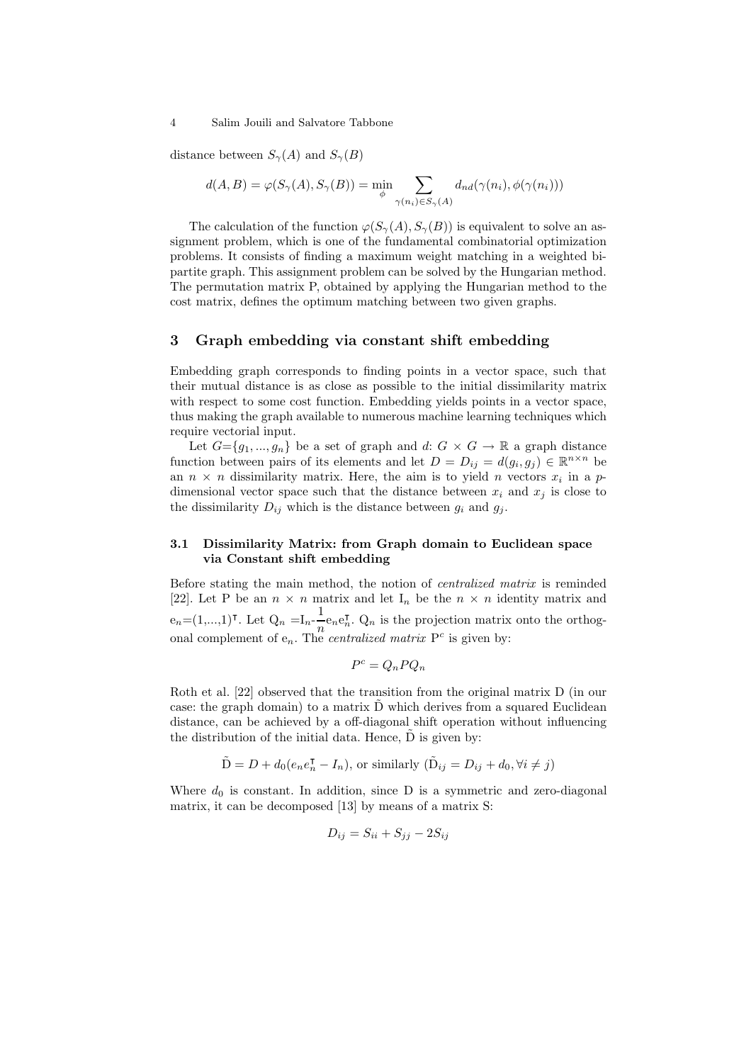distance between $S_\gamma(A)$ and $S_\gamma(B)$

$$d(A,B) = \varphi(S_\gamma(A), S_\gamma(B)) = \min_{\phi} \sum_{\gamma(n_i)\in S_\gamma(A)} d_{nd}(\gamma(n_i), \phi(\gamma(n_i)))$$

The calculation of the function $\varphi(S_\gamma(A), S_\gamma(B))$ is equivalent to solve an assignment problem, which is one of the fundamental combinatorial optimization problems. It consists of finding a maximum weight matching in a weighted bipartite graph. This assignment problem can be solved by the Hungarian method. The permutation matrix P, obtained by applying the Hungarian method to the cost matrix, defines the optimum matching between two given graphs.

## 3 Graph embedding via constant shift embedding

Embedding graph corresponds to finding points in a vector space, such that their mutual distance is as close as possible to the initial dissimilarity matrix with respect to some cost function. Embedding yields points in a vector space, thus making the graph available to numerous machine learning techniques which require vectorial input.

Let $G=\{g_1, ..., g_n\}$ be a set of graph and $d$: $G \times G \rightarrow \mathbb{R}$ a graph distance function between pairs of its elements and let $D = D_{ij} = d(g_i, g_j) \in \mathbb{R}^{n\times n}$ be an $n \times n$ dissimilarity matrix. Here, the aim is to yield $n$ vectors $x_i$ in a $p$-dimensional vector space such that the distance between $x_i$ and $x_j$ is close to the dissimilarity $D_{ij}$ which is the distance between $g_i$ and $g_j$.

### 3.1 Dissimilarity Matrix: from Graph domain to Euclidean space via Constant shift embedding

Before stating the main method, the notion of *centralized matrix* is reminded [22]. Let P be an $n \times n$ matrix and let $I_n$ be the $n \times n$ identity matrix and $e_n=(1,...,1)^\intercal$. Let $Q_n = I_n - \frac{1}{n} e_n e_n^\intercal$. $Q_n$ is the projection matrix onto the orthogonal complement of $e_n$. The *centralized matrix* $P^c$ is given by:

$$P^c = Q_n P Q_n$$

Roth et al. [22] observed that the transition from the original matrix D (in our case: the graph domain) to a matrix $\tilde{D}$ which derives from a squared Euclidean distance, can be achieved by a off-diagonal shift operation without influencing the distribution of the initial data. Hence, $\tilde{D}$ is given by:

$$\tilde{D} = D + d_0(e_n e_n^\intercal - I_n), \text{ or similarly } (\tilde{D}_{ij} = D_{ij} + d_0, \forall i \neq j)$$

Where $d_0$ is constant. In addition, since D is a symmetric and zero-diagonal matrix, it can be decomposed [13] by means of a matrix S:

$$D_{ij} = S_{ii} + S_{jj} - 2S_{ij}$$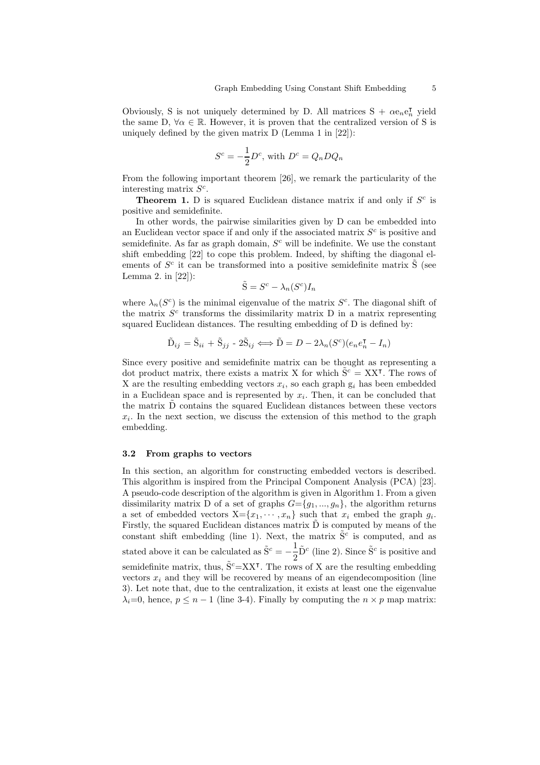Obviously, S is not uniquely determined by D. All matrices $S + \alpha e_n e_n^{\intercal}$ yield the same D, $\forall \alpha \in \mathbb{R}$. However, it is proven that the centralized version of S is uniquely defined by the given matrix D (Lemma 1 in [22]):

$$S^c = -\frac{1}{2}D^c, \text{ with } D^c = Q_n D Q_n$$

From the following important theorem [26], we remark the particularity of the interesting matrix $S^c$.

**Theorem 1.** D is squared Euclidean distance matrix if and only if $S^c$ is positive and semidefinite.

In other words, the pairwise similarities given by D can be embedded into an Euclidean vector space if and only if the associated matrix $S^c$ is positive and semidefinite. As far as graph domain, $S^c$ will be indefinite. We use the constant shift embedding [22] to cope this problem. Indeed, by shifting the diagonal elements of $S^c$ it can be transformed into a positive semidefinite matrix $\tilde{S}$ (see Lemma 2. in [22]):

$$\tilde{S} = S^c - \lambda_n(S^c) I_n$$

where $\lambda_n(S^c)$ is the minimal eigenvalue of the matrix $S^c$. The diagonal shift of the matrix $S^c$ transforms the dissimilarity matrix D in a matrix representing squared Euclidean distances. The resulting embedding of D is defined by:

$$\tilde{D}_{ij} = \tilde{S}_{ii} + \tilde{S}_{jj} - 2\tilde{S}_{ij} \Longleftrightarrow \tilde{D} = D - 2\lambda_n(S^c)(e_n e_n^{\intercal} - I_n)$$

Since every positive and semidefinite matrix can be thought as representing a dot product matrix, there exists a matrix X for which $\tilde{S}^c = XX^{\intercal}$. The rows of X are the resulting embedding vectors $x_i$, so each graph $g_i$ has been embedded in a Euclidean space and is represented by $x_i$. Then, it can be concluded that the matrix $\tilde{D}$ contains the squared Euclidean distances between these vectors $x_i$. In the next section, we discuss the extension of this method to the graph embedding.

### 3.2 From graphs to vectors

In this section, an algorithm for constructing embedded vectors is described. This algorithm is inspired from the Principal Component Analysis (PCA) [23]. A pseudo-code description of the algorithm is given in Algorithm 1. From a given dissimilarity matrix D of a set of graphs $G=\{g_1, ..., g_n\}$, the algorithm returns a set of embedded vectors $X=\{x_1, \cdots, x_n\}$ such that $x_i$ embed the graph $g_i$. Firstly, the squared Euclidean distances matrix $\tilde{D}$ is computed by means of the constant shift embedding (line 1). Next, the matrix $\tilde{S}^c$ is computed, and as stated above it can be calculated as $\tilde{S}^c = -\frac{1}{2}\tilde{D}^c$ (line 2). Since $\tilde{S}^c$ is positive and semidefinite matrix, thus, $\tilde{S}^c=XX^{\intercal}$. The rows of X are the resulting embedding vectors $x_i$ and they will be recovered by means of an eigendecomposition (line 3). Let note that, due to the centralization, it exists at least one the eigenvalue $\lambda_i=0$, hence, $p \leq n-1$ (line 3-4). Finally by computing the $n \times p$ map matrix: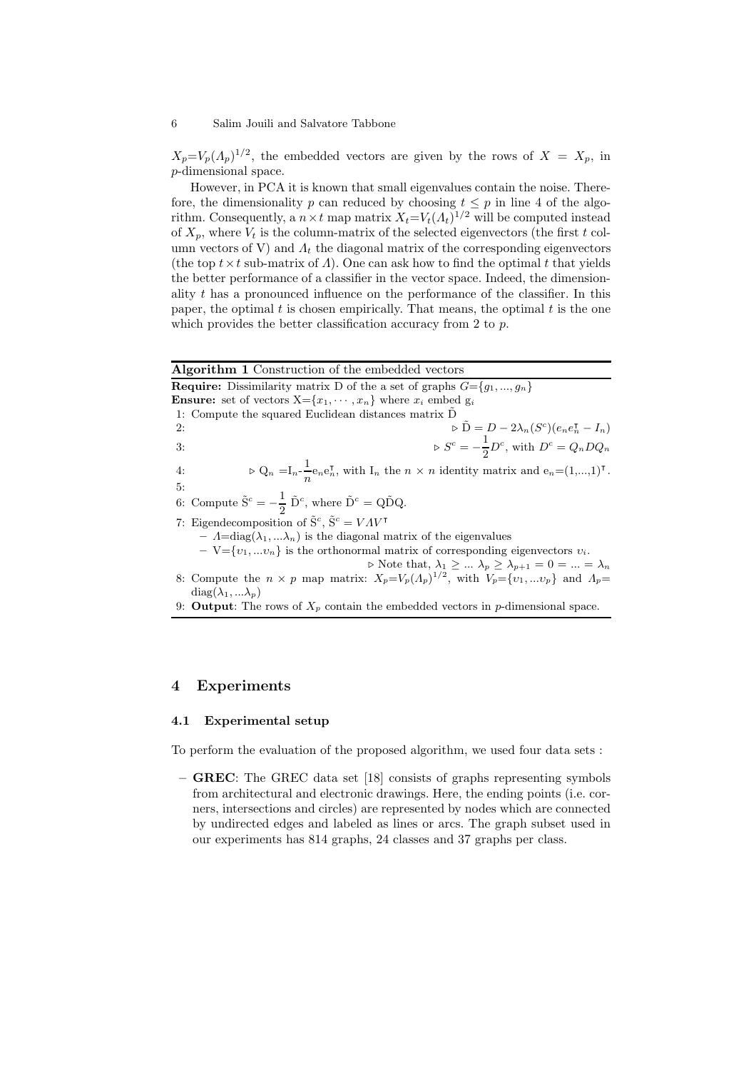$X_p = V_p(\Lambda_p)^{1/2}$, the embedded vectors are given by the rows of $X = X_p$, in $p$-dimensional space.

However, in PCA it is known that small eigenvalues contain the noise. Therefore, the dimensionality $p$ can reduced by choosing $t \leq p$ in line 4 of the algorithm. Consequently, a $n \times t$ map matrix $X_t = V_t(\Lambda_t)^{1/2}$ will be computed instead of $X_p$, where $V_t$ is the column-matrix of the selected eigenvectors (the first $t$ column vectors of V) and $\Lambda_t$ the diagonal matrix of the corresponding eigenvectors (the top $t \times t$ sub-matrix of $\Lambda$). One can ask how to find the optimal $t$ that yields the better performance of a classifier in the vector space. Indeed, the dimensionality $t$ has a pronounced influence on the performance of the classifier. In this paper, the optimal $t$ is chosen empirically. That means, the optimal $t$ is the one which provides the better classification accuracy from 2 to $p$.

---

**Algorithm 1** Construction of the embedded vectors

**Require:** Dissimilarity matrix D of the a set of graphs $G = \{g_1, ..., g_n\}$

**Ensure:** set of vectors $X = \{x_1, \cdots, x_n\}$ where $x_i$ embed $g_i$

1: Compute the squared Euclidean distances matrix $\tilde{D}$

2: $\triangleright$ $\tilde{D} = D - 2\lambda_n(S^c)(e_n e_n^\intercal - I_n)$

3: $\triangleright$ $S^c = -\frac{1}{2}D^c$, with $D^c = Q_n D Q_n$

4: $\triangleright$ $Q_n = I_n - \frac{1}{n}e_n e_n^\intercal$, with $I_n$ the $n \times n$ identity matrix and $e_n = (1,...,1)^\intercal$.

5:

6: Compute $\tilde{S}^c = -\frac{1}{2}\tilde{D}^c$, where $\tilde{D}^c = Q\tilde{D}Q$.

7: Eigendecomposition of $\tilde{S}^c$, $\tilde{S}^c = V \Lambda V^\intercal$

- $\Lambda = \text{diag}(\lambda_1, ...\lambda_n)$ is the diagonal matrix of the eigenvalues
- $V = \{v_1, ...v_n\}$ is the orthonormal matrix of corresponding eigenvectors $v_i$.

$\triangleright$ Note that, $\lambda_1 \geq ... \lambda_p \geq \lambda_{p+1} = 0 = ... = \lambda_n$

8: Compute the $n \times p$ map matrix: $X_p = V_p(\Lambda_p)^{1/2}$, with $V_p = \{v_1, ...v_p\}$ and $\Lambda_p = \text{diag}(\lambda_1, ...\lambda_p)$

9: **Output**: The rows of $X_p$ contain the embedded vectors in $p$-dimensional space.

---

## 4 Experiments

### 4.1 Experimental setup

To perform the evaluation of the proposed algorithm, we used four data sets :

- **GREC**: The GREC data set [18] consists of graphs representing symbols from architectural and electronic drawings. Here, the ending points (i.e. corners, intersections and circles) are represented by nodes which are connected by undirected edges and labeled as lines or arcs. The graph subset used in our experiments has 814 graphs, 24 classes and 37 graphs per class.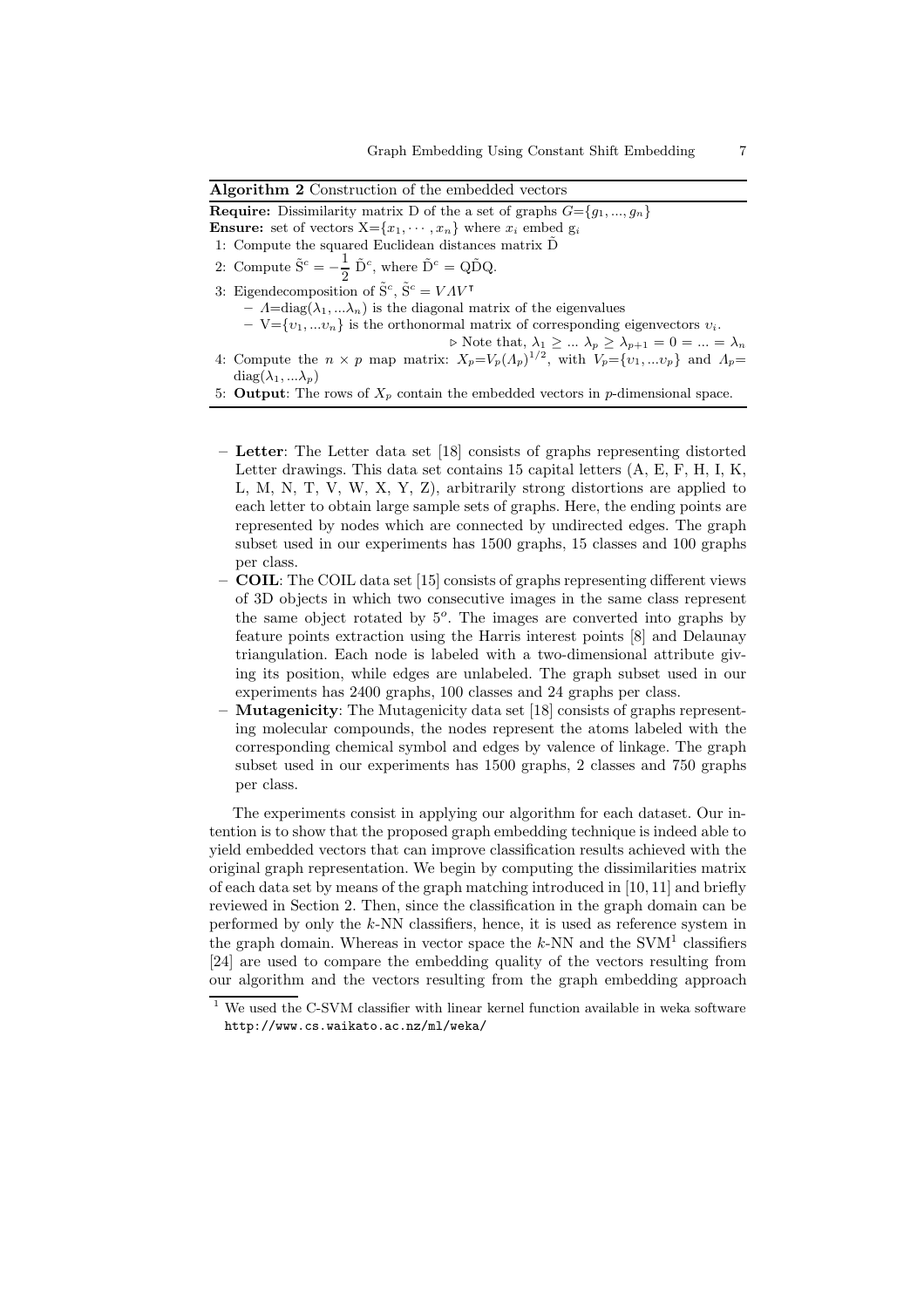**Algorithm 2** Construction of the embedded vectors

**Require:** Dissimilarity matrix D of the a set of graphs $G=\{g_1, ..., g_n\}$
**Ensure:** set of vectors $X=\{x_1, \cdots, x_n\}$ where $x_i$ embed $g_i$

1: Compute the squared Euclidean distances matrix $\tilde{D}$
2: Compute $\tilde{S}^c = -\frac{1}{2}\tilde{D}^c$, where $\tilde{D}^c = Q\tilde{D}Q$.
3: Eigendecomposition of $\tilde{S}^c$, $\tilde{S}^c = V\Lambda V^\intercal$
 – $\Lambda=\text{diag}(\lambda_1, ...\lambda_n)$ is the diagonal matrix of the eigenvalues
 – $V=\{\upsilon_1, ...\upsilon_n\}$ is the orthonormal matrix of corresponding eigenvectors $\upsilon_i$.
 ▷ Note that, $\lambda_1 \geq ... \lambda_p \geq \lambda_{p+1} = 0 = ... = \lambda_n$
4: Compute the $n \times p$ map matrix: $X_p=V_p(\Lambda_p)^{1/2}$, with $V_p=\{\upsilon_1, ...\upsilon_p\}$ and $\Lambda_p=\text{diag}(\lambda_1, ...\lambda_p)$
5: **Output**: The rows of $X_p$ contain the embedded vectors in $p$-dimensional space.

- **Letter**: The Letter data set [18] consists of graphs representing distorted Letter drawings. This data set contains 15 capital letters (A, E, F, H, I, K, L, M, N, T, V, W, X, Y, Z), arbitrarily strong distortions are applied to each letter to obtain large sample sets of graphs. Here, the ending points are represented by nodes which are connected by undirected edges. The graph subset used in our experiments has 1500 graphs, 15 classes and 100 graphs per class.
- **COIL**: The COIL data set [15] consists of graphs representing different views of 3D objects in which two consecutive images in the same class represent the same object rotated by $5^o$. The images are converted into graphs by feature points extraction using the Harris interest points [8] and Delaunay triangulation. Each node is labeled with a two-dimensional attribute giving its position, while edges are unlabeled. The graph subset used in our experiments has 2400 graphs, 100 classes and 24 graphs per class.
- **Mutagenicity**: The Mutagenicity data set [18] consists of graphs representing molecular compounds, the nodes represent the atoms labeled with the corresponding chemical symbol and edges by valence of linkage. The graph subset used in our experiments has 1500 graphs, 2 classes and 750 graphs per class.

The experiments consist in applying our algorithm for each dataset. Our intention is to show that the proposed graph embedding technique is indeed able to yield embedded vectors that can improve classification results achieved with the original graph representation. We begin by computing the dissimilarities matrix of each data set by means of the graph matching introduced in [10, 11] and briefly reviewed in Section 2. Then, since the classification in the graph domain can be performed by only the $k$-NN classifiers, hence, it is used as reference system in the graph domain. Whereas in vector space the $k$-NN and the SVM[1] classifiers [24] are used to compare the embedding quality of the vectors resulting from our algorithm and the vectors resulting from the graph embedding approach

[1] We used the C-SVM classifier with linear kernel function available in weka software http://www.cs.waikato.ac.nz/ml/weka/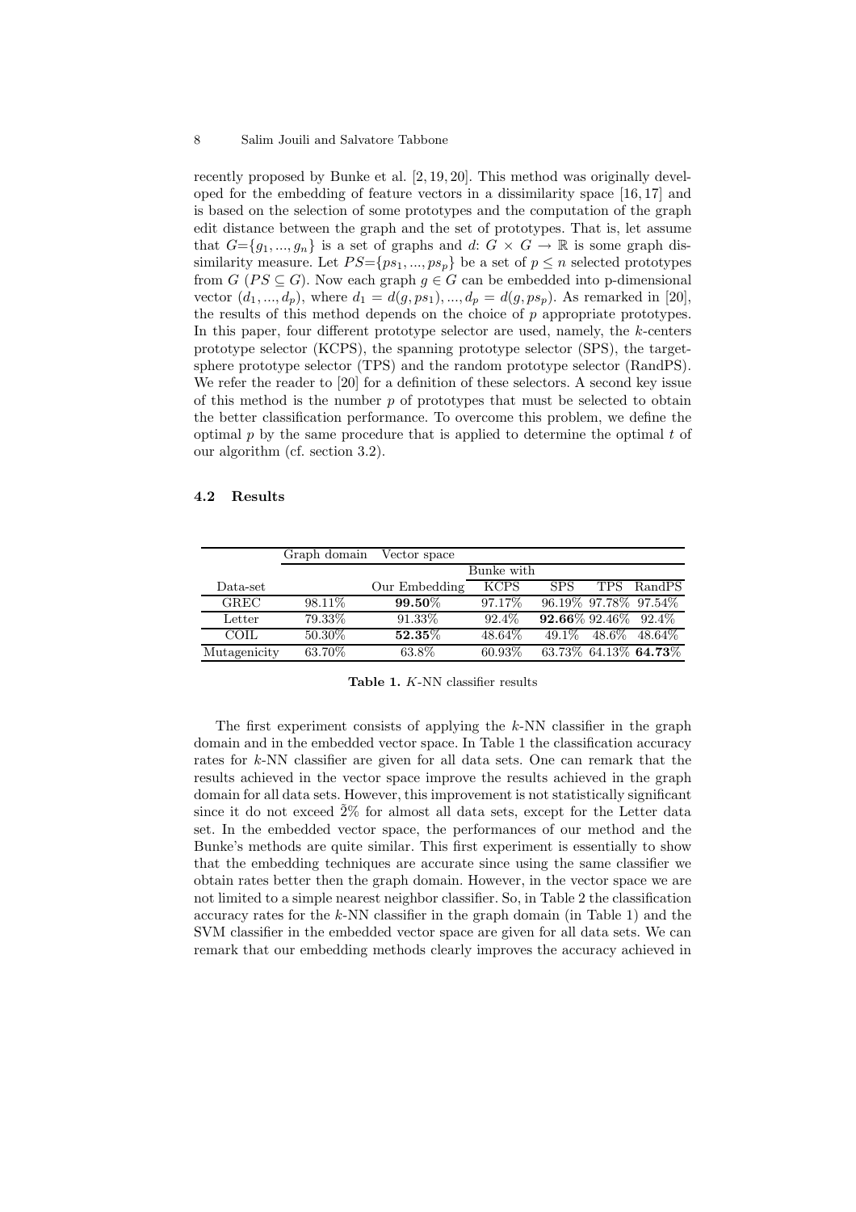recently proposed by Bunke et al. [2, 19, 20]. This method was originally developed for the embedding of feature vectors in a dissimilarity space [16, 17] and is based on the selection of some prototypes and the computation of the graph edit distance between the graph and the set of prototypes. That is, let assume that $G$=$\{g_1, ..., g_n\}$ is a set of graphs and $d$: $G \times G \rightarrow \mathbb{R}$ is some graph dissimilarity measure. Let $PS$=$\{ps_1, ..., ps_p\}$ be a set of $p \leq n$ selected prototypes from $G$ ($PS \subseteq G$). Now each graph $g \in G$ can be embedded into p-dimensional vector $(d_1, ..., d_p)$, where $d_1 = d(g, ps_1), ..., d_p = d(g, ps_p)$. As remarked in [20], the results of this method depends on the choice of $p$ appropriate prototypes. In this paper, four different prototype selector are used, namely, the $k$-centers prototype selector (KCPS), the spanning prototype selector (SPS), the target-sphere prototype selector (TPS) and the random prototype selector (RandPS). We refer the reader to [20] for a definition of these selectors. A second key issue of this method is the number $p$ of prototypes that must be selected to obtain the better classification performance. To overcome this problem, we define the optimal $p$ by the same procedure that is applied to determine the optimal $t$ of our algorithm (cf. section 3.2).

### 4.2 Results

| | Graph domain | Vector space | | | | |
|---|---|---|---|---|---|---|
| | | | Bunke with | | | |
| Data-set | | Our Embedding | KCPS | SPS | TPS | RandPS |
| GREC | 98.11% | **99.50%** | 97.17% | 96.19% | 97.78% | 97.54% |
| Letter | 79.33% | 91.33% | 92.4% | **92.66%** | 92.46% | 92.4% |
| COIL | 50.30% | **52.35%** | 48.64% | 49.1% | 48.6% | 48.64% |
| Mutagenicity | 63.70% | 63.8% | 60.93% | 63.73% | 64.13% | **64.73%** |

**Table 1.** $K$-NN classifier results

The first experiment consists of applying the $k$-NN classifier in the graph domain and in the embedded vector space. In Table 1 the classification accuracy rates for $k$-NN classifier are given for all data sets. One can remark that the results achieved in the vector space improve the results achieved in the graph domain for all data sets. However, this improvement is not statistically significant since it do not exceed $\tilde{2}$% for almost all data sets, except for the Letter data set. In the embedded vector space, the performances of our method and the Bunke's methods are quite similar. This first experiment is essentially to show that the embedding techniques are accurate since using the same classifier we obtain rates better then the graph domain. However, in the vector space we are not limited to a simple nearest neighbor classifier. So, in Table 2 the classification accuracy rates for the $k$-NN classifier in the graph domain (in Table 1) and the SVM classifier in the embedded vector space are given for all data sets. We can remark that our embedding methods clearly improves the accuracy achieved in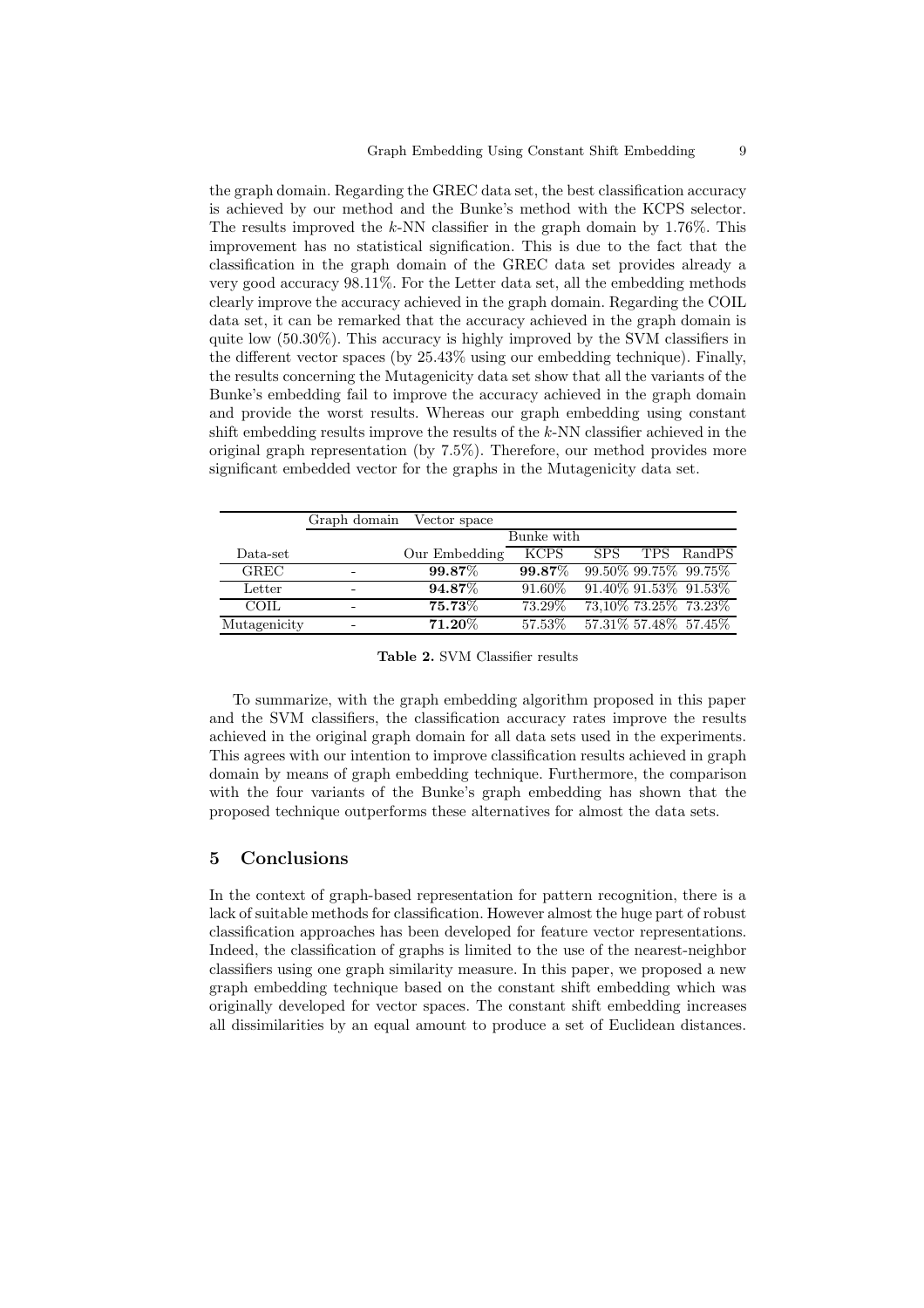the graph domain. Regarding the GREC data set, the best classification accuracy is achieved by our method and the Bunke's method with the KCPS selector. The results improved the $k$-NN classifier in the graph domain by 1.76%. This improvement has no statistical signification. This is due to the fact that the classification in the graph domain of the GREC data set provides already a very good accuracy 98.11%. For the Letter data set, all the embedding methods clearly improve the accuracy achieved in the graph domain. Regarding the COIL data set, it can be remarked that the accuracy achieved in the graph domain is quite low (50.30%). This accuracy is highly improved by the SVM classifiers in the different vector spaces (by 25.43% using our embedding technique). Finally, the results concerning the Mutagenicity data set show that all the variants of the Bunke's embedding fail to improve the accuracy achieved in the graph domain and provide the worst results. Whereas our graph embedding using constant shift embedding results improve the results of the $k$-NN classifier achieved in the original graph representation (by 7.5%). Therefore, our method provides more significant embedded vector for the graphs in the Mutagenicity data set.

| | Graph domain | Vector space | | | | |
|---|---|---|---|---|---|---|
| | | | Bunke with | | | |
| Data-set | | Our Embedding | KCPS | SPS | TPS | RandPS |
| GREC | - | **99.87**% | **99.87**% | 99.50% | 99.75% | 99.75% |
| Letter | - | **94.87**% | 91.60% | 91.40% | 91.53% | 91.53% |
| COIL | - | **75.73**% | 73.29% | 73,10% | 73.25% | 73.23% |
| Mutagenicity | - | **71.20**% | 57.53% | 57.31% | 57.48% | 57.45% |

**Table 2.** SVM Classifier results

To summarize, with the graph embedding algorithm proposed in this paper and the SVM classifiers, the classification accuracy rates improve the results achieved in the original graph domain for all data sets used in the experiments. This agrees with our intention to improve classification results achieved in graph domain by means of graph embedding technique. Furthermore, the comparison with the four variants of the Bunke's graph embedding has shown that the proposed technique outperforms these alternatives for almost the data sets.

## 5 Conclusions

In the context of graph-based representation for pattern recognition, there is a lack of suitable methods for classification. However almost the huge part of robust classification approaches has been developed for feature vector representations. Indeed, the classification of graphs is limited to the use of the nearest-neighbor classifiers using one graph similarity measure. In this paper, we proposed a new graph embedding technique based on the constant shift embedding which was originally developed for vector spaces. The constant shift embedding increases all dissimilarities by an equal amount to produce a set of Euclidean distances.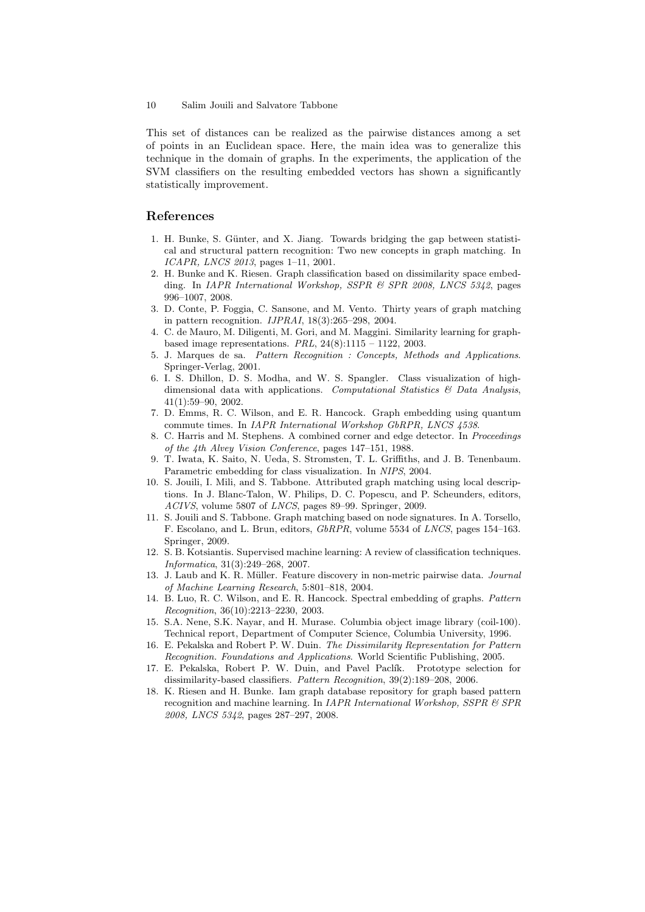This set of distances can be realized as the pairwise distances among a set of points in an Euclidean space. Here, the main idea was to generalize this technique in the domain of graphs. In the experiments, the application of the SVM classifiers on the resulting embedded vectors has shown a significantly statistically improvement.

## References

1. H. Bunke, S. Günter, and X. Jiang. Towards bridging the gap between statistical and structural pattern recognition: Two new concepts in graph matching. In *ICAPR, LNCS 2013*, pages 1–11, 2001.
2. H. Bunke and K. Riesen. Graph classification based on dissimilarity space embedding. In *IAPR International Workshop, SSPR & SPR 2008, LNCS 5342*, pages 996–1007, 2008.
3. D. Conte, P. Foggia, C. Sansone, and M. Vento. Thirty years of graph matching in pattern recognition. *IJPRAI*, 18(3):265–298, 2004.
4. C. de Mauro, M. Diligenti, M. Gori, and M. Maggini. Similarity learning for graph-based image representations. *PRL*, 24(8):1115 – 1122, 2003.
5. J. Marques de sa. *Pattern Recognition : Concepts, Methods and Applications*. Springer-Verlag, 2001.
6. I. S. Dhillon, D. S. Modha, and W. S. Spangler. Class visualization of high-dimensional data with applications. *Computational Statistics & Data Analysis*, 41(1):59–90, 2002.
7. D. Emms, R. C. Wilson, and E. R. Hancock. Graph embedding using quantum commute times. In *IAPR International Workshop GbRPR, LNCS 4538*.
8. C. Harris and M. Stephens. A combined corner and edge detector. In *Proceedings of the 4th Alvey Vision Conference*, pages 147–151, 1988.
9. T. Iwata, K. Saito, N. Ueda, S. Stromsten, T. L. Griffiths, and J. B. Tenenbaum. Parametric embedding for class visualization. In *NIPS*, 2004.
10. S. Jouili, I. Mili, and S. Tabbone. Attributed graph matching using local descriptions. In J. Blanc-Talon, W. Philips, D. C. Popescu, and P. Scheunders, editors, *ACIVS*, volume 5807 of *LNCS*, pages 89–99. Springer, 2009.
11. S. Jouili and S. Tabbone. Graph matching based on node signatures. In A. Torsello, F. Escolano, and L. Brun, editors, *GbRPR*, volume 5534 of *LNCS*, pages 154–163. Springer, 2009.
12. S. B. Kotsiantis. Supervised machine learning: A review of classification techniques. *Informatica*, 31(3):249–268, 2007.
13. J. Laub and K. R. Müller. Feature discovery in non-metric pairwise data. *Journal of Machine Learning Research*, 5:801–818, 2004.
14. B. Luo, R. C. Wilson, and E. R. Hancock. Spectral embedding of graphs. *Pattern Recognition*, 36(10):2213–2230, 2003.
15. S.A. Nene, S.K. Nayar, and H. Murase. Columbia object image library (coil-100). Technical report, Department of Computer Science, Columbia University, 1996.
16. E. Pekalska and Robert P. W. Duin. *The Dissimilarity Representation for Pattern Recognition. Foundations and Applications*. World Scientific Publishing, 2005.
17. E. Pekalska, Robert P. W. Duin, and Pavel Paclík. Prototype selection for dissimilarity-based classifiers. *Pattern Recognition*, 39(2):189–208, 2006.
18. K. Riesen and H. Bunke. Iam graph database repository for graph based pattern recognition and machine learning. In *IAPR International Workshop, SSPR & SPR 2008, LNCS 5342*, pages 287–297, 2008.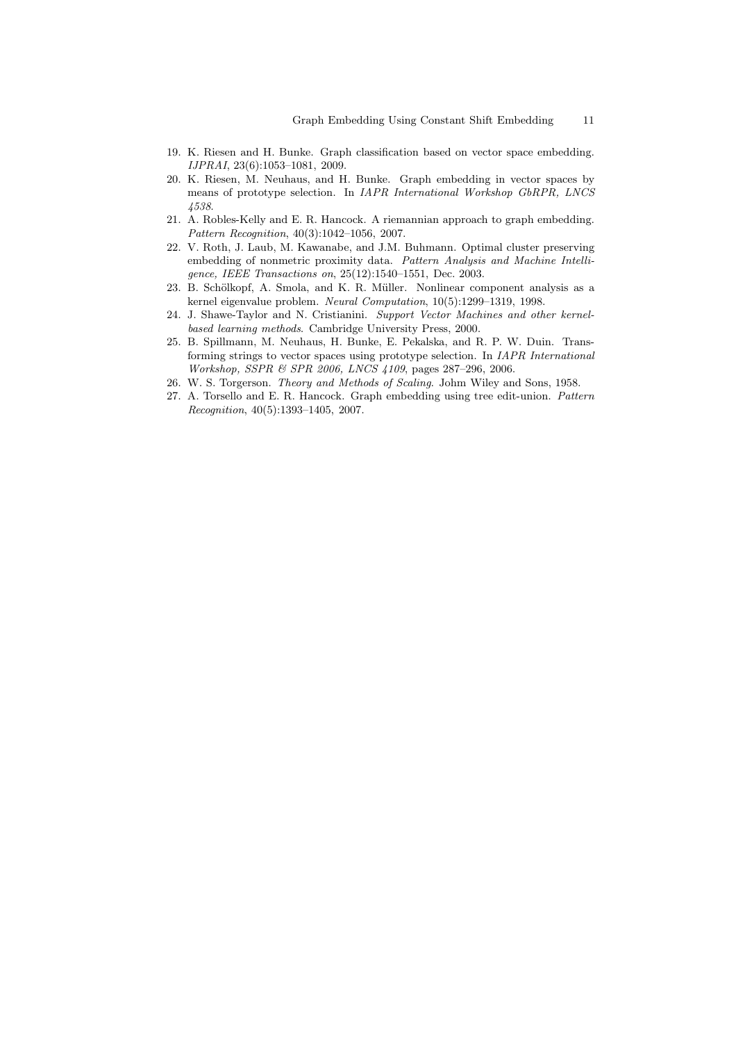19. K. Riesen and H. Bunke. Graph classification based on vector space embedding. *IJPRAI*, 23(6):1053–1081, 2009.
20. K. Riesen, M. Neuhaus, and H. Bunke. Graph embedding in vector spaces by means of prototype selection. In *IAPR International Workshop GbRPR, LNCS 4538*.
21. A. Robles-Kelly and E. R. Hancock. A riemannian approach to graph embedding. *Pattern Recognition*, 40(3):1042–1056, 2007.
22. V. Roth, J. Laub, M. Kawanabe, and J.M. Buhmann. Optimal cluster preserving embedding of nonmetric proximity data. *Pattern Analysis and Machine Intelligence, IEEE Transactions on*, 25(12):1540–1551, Dec. 2003.
23. B. Schölkopf, A. Smola, and K. R. Müller. Nonlinear component analysis as a kernel eigenvalue problem. *Neural Computation*, 10(5):1299–1319, 1998.
24. J. Shawe-Taylor and N. Cristianini. *Support Vector Machines and other kernel-based learning methods*. Cambridge University Press, 2000.
25. B. Spillmann, M. Neuhaus, H. Bunke, E. Pekalska, and R. P. W. Duin. Transforming strings to vector spaces using prototype selection. In *IAPR International Workshop, SSPR & SPR 2006, LNCS 4109*, pages 287–296, 2006.
26. W. S. Torgerson. *Theory and Methods of Scaling*. Johm Wiley and Sons, 1958.
27. A. Torsello and E. R. Hancock. Graph embedding using tree edit-union. *Pattern Recognition*, 40(5):1393–1405, 2007.